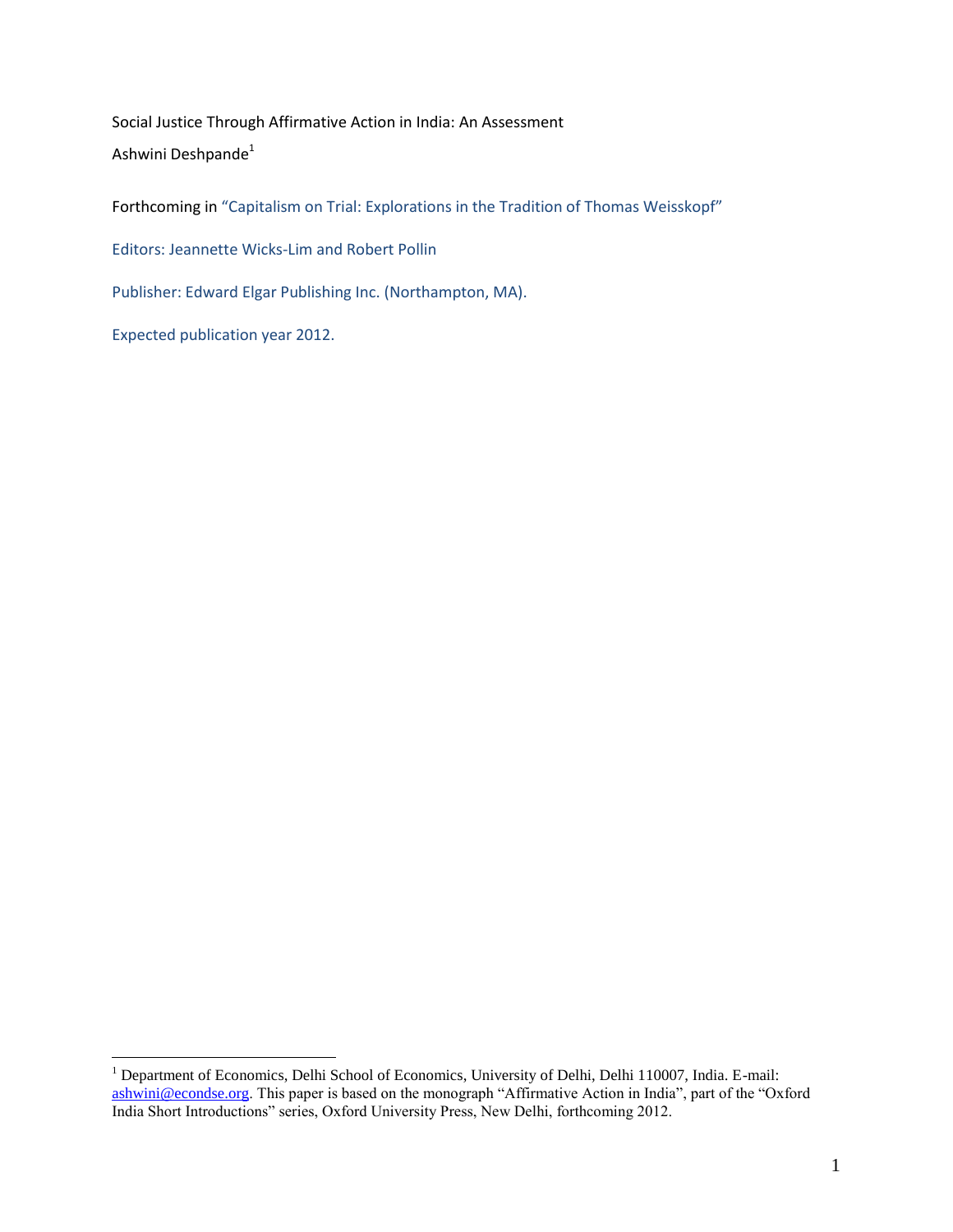Social Justice Through Affirmative Action in India: An Assessment

Ashwini Deshpande[1]

Forthcoming in "Capitalism on Trial: Explorations in the Tradition of Thomas Weisskopf"

Editors: Jeannette Wicks-Lim and Robert Pollin

Publisher: Edward Elgar Publishing Inc. (Northampton, MA).

Expected publication year 2012.

[1] Department of Economics, Delhi School of Economics, University of Delhi, Delhi 110007, India. E-mail: ashwini@econdse.org. This paper is based on the monograph "Affirmative Action in India", part of the "Oxford India Short Introductions" series, Oxford University Press, New Delhi, forthcoming 2012.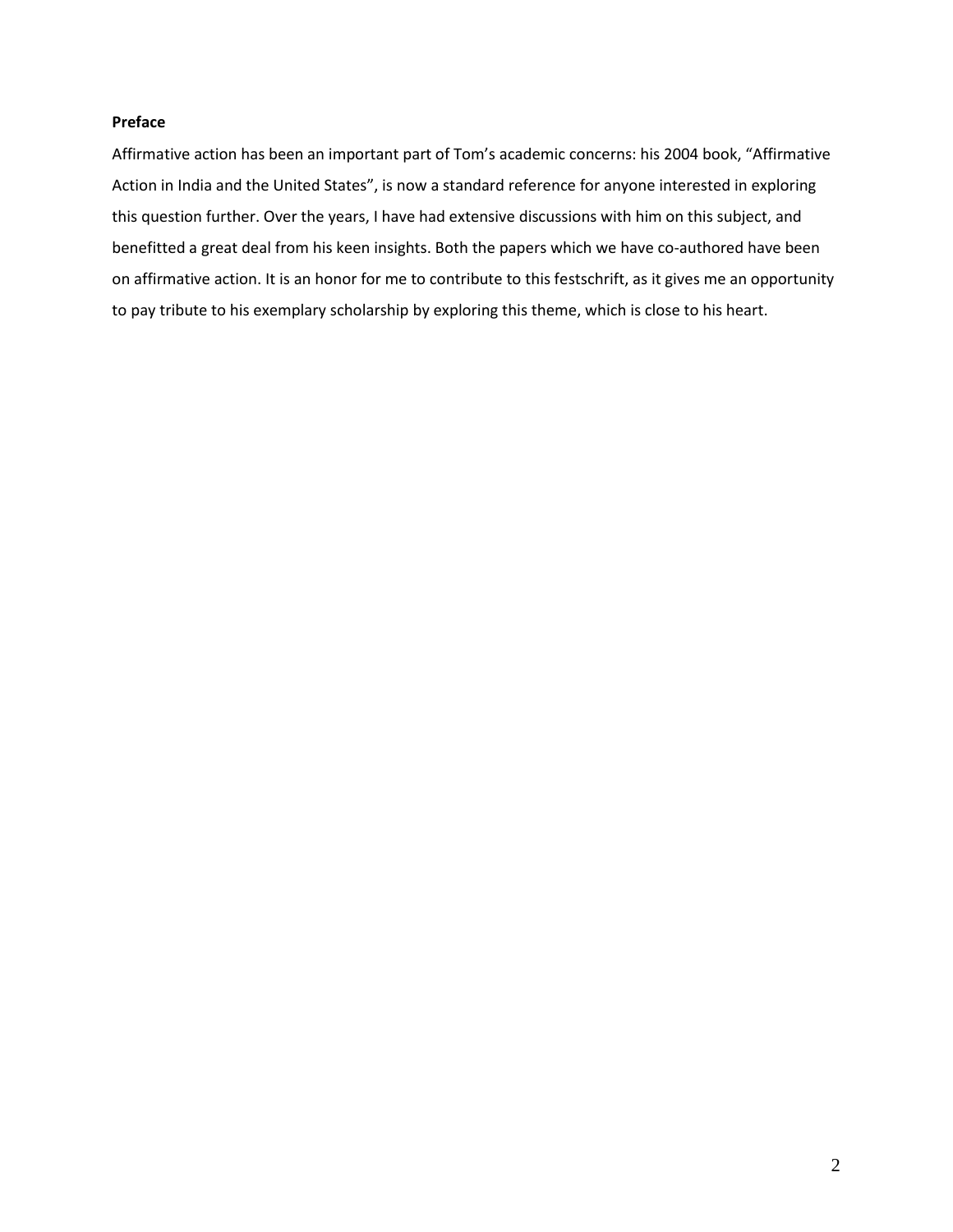**Preface**

Affirmative action has been an important part of Tom's academic concerns: his 2004 book, "Affirmative Action in India and the United States", is now a standard reference for anyone interested in exploring this question further. Over the years, I have had extensive discussions with him on this subject, and benefitted a great deal from his keen insights. Both the papers which we have co-authored have been on affirmative action. It is an honor for me to contribute to this festschrift, as it gives me an opportunity to pay tribute to his exemplary scholarship by exploring this theme, which is close to his heart.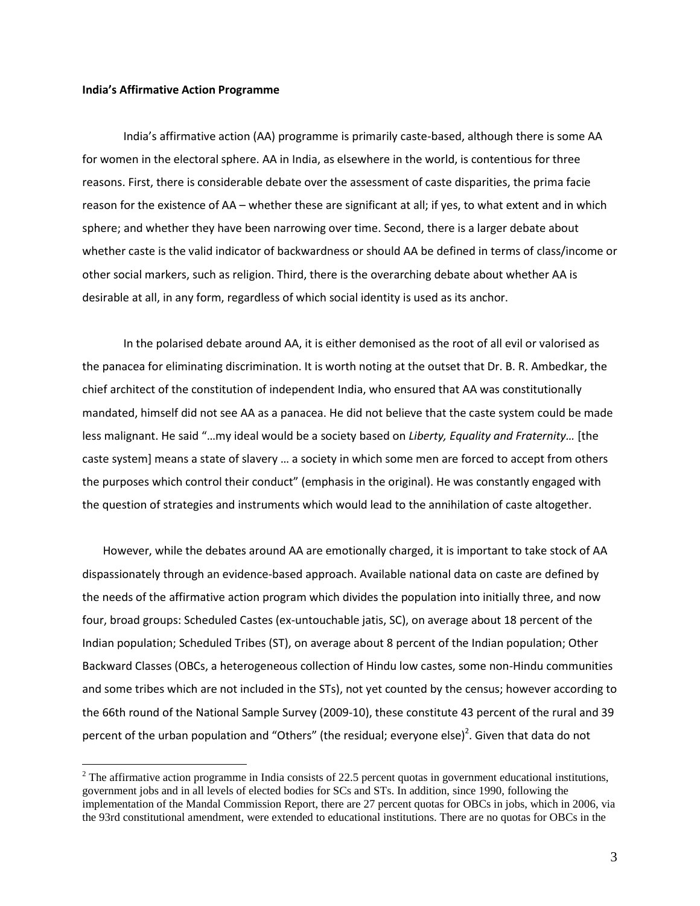**India's Affirmative Action Programme**

India's affirmative action (AA) programme is primarily caste-based, although there is some AA for women in the electoral sphere. AA in India, as elsewhere in the world, is contentious for three reasons. First, there is considerable debate over the assessment of caste disparities, the prima facie reason for the existence of AA – whether these are significant at all; if yes, to what extent and in which sphere; and whether they have been narrowing over time. Second, there is a larger debate about whether caste is the valid indicator of backwardness or should AA be defined in terms of class/income or other social markers, such as religion. Third, there is the overarching debate about whether AA is desirable at all, in any form, regardless of which social identity is used as its anchor.

In the polarised debate around AA, it is either demonised as the root of all evil or valorised as the panacea for eliminating discrimination. It is worth noting at the outset that Dr. B. R. Ambedkar, the chief architect of the constitution of independent India, who ensured that AA was constitutionally mandated, himself did not see AA as a panacea. He did not believe that the caste system could be made less malignant. He said "…my ideal would be a society based on *Liberty, Equality and Fraternity…* [the caste system] means a state of slavery … a society in which some men are forced to accept from others the purposes which control their conduct" (emphasis in the original). He was constantly engaged with the question of strategies and instruments which would lead to the annihilation of caste altogether.

However, while the debates around AA are emotionally charged, it is important to take stock of AA dispassionately through an evidence-based approach. Available national data on caste are defined by the needs of the affirmative action program which divides the population into initially three, and now four, broad groups: Scheduled Castes (ex-untouchable jatis, SC), on average about 18 percent of the Indian population; Scheduled Tribes (ST), on average about 8 percent of the Indian population; Other Backward Classes (OBCs, a heterogeneous collection of Hindu low castes, some non-Hindu communities and some tribes which are not included in the STs), not yet counted by the census; however according to the 66th round of the National Sample Survey (2009-10), these constitute 43 percent of the rural and 39 percent of the urban population and "Others" (the residual; everyone else)[2]. Given that data do not

[2] The affirmative action programme in India consists of 22.5 percent quotas in government educational institutions, government jobs and in all levels of elected bodies for SCs and STs. In addition, since 1990, following the implementation of the Mandal Commission Report, there are 27 percent quotas for OBCs in jobs, which in 2006, via the 93rd constitutional amendment, were extended to educational institutions. There are no quotas for OBCs in the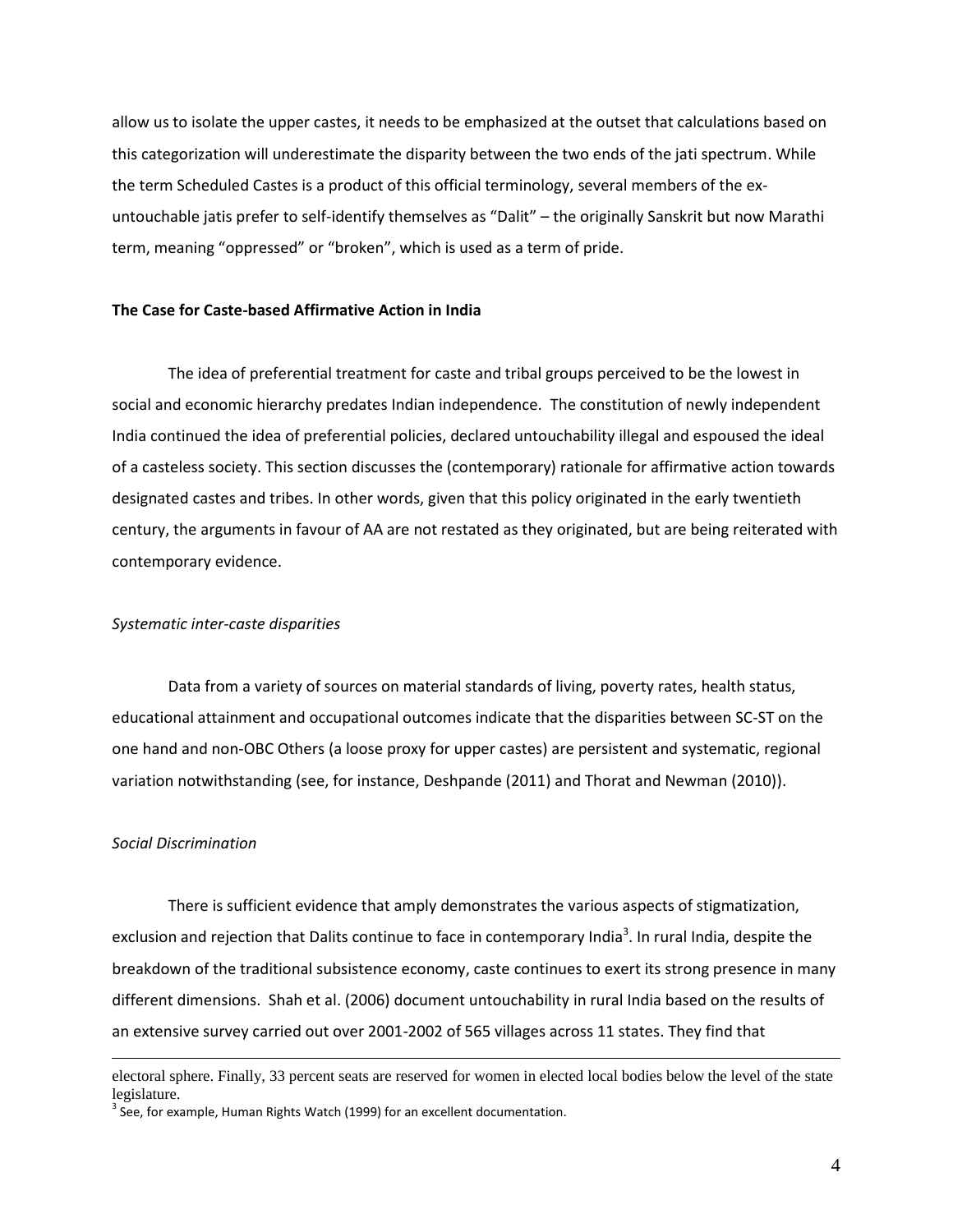allow us to isolate the upper castes, it needs to be emphasized at the outset that calculations based on this categorization will underestimate the disparity between the two ends of the jati spectrum. While the term Scheduled Castes is a product of this official terminology, several members of the ex-untouchable jatis prefer to self-identify themselves as "Dalit" – the originally Sanskrit but now Marathi term, meaning "oppressed" or "broken", which is used as a term of pride.

**The Case for Caste-based Affirmative Action in India**

The idea of preferential treatment for caste and tribal groups perceived to be the lowest in social and economic hierarchy predates Indian independence. The constitution of newly independent India continued the idea of preferential policies, declared untouchability illegal and espoused the ideal of a casteless society. This section discusses the (contemporary) rationale for affirmative action towards designated castes and tribes. In other words, given that this policy originated in the early twentieth century, the arguments in favour of AA are not restated as they originated, but are being reiterated with contemporary evidence.

*Systematic inter-caste disparities*

Data from a variety of sources on material standards of living, poverty rates, health status, educational attainment and occupational outcomes indicate that the disparities between SC-ST on the one hand and non-OBC Others (a loose proxy for upper castes) are persistent and systematic, regional variation notwithstanding (see, for instance, Deshpande (2011) and Thorat and Newman (2010)).

*Social Discrimination*

There is sufficient evidence that amply demonstrates the various aspects of stigmatization, exclusion and rejection that Dalits continue to face in contemporary India[3]. In rural India, despite the breakdown of the traditional subsistence economy, caste continues to exert its strong presence in many different dimensions. Shah et al. (2006) document untouchability in rural India based on the results of an extensive survey carried out over 2001-2002 of 565 villages across 11 states. They find that

---

electoral sphere. Finally, 33 percent seats are reserved for women in elected local bodies below the level of the state legislature.

[3] See, for example, Human Rights Watch (1999) for an excellent documentation.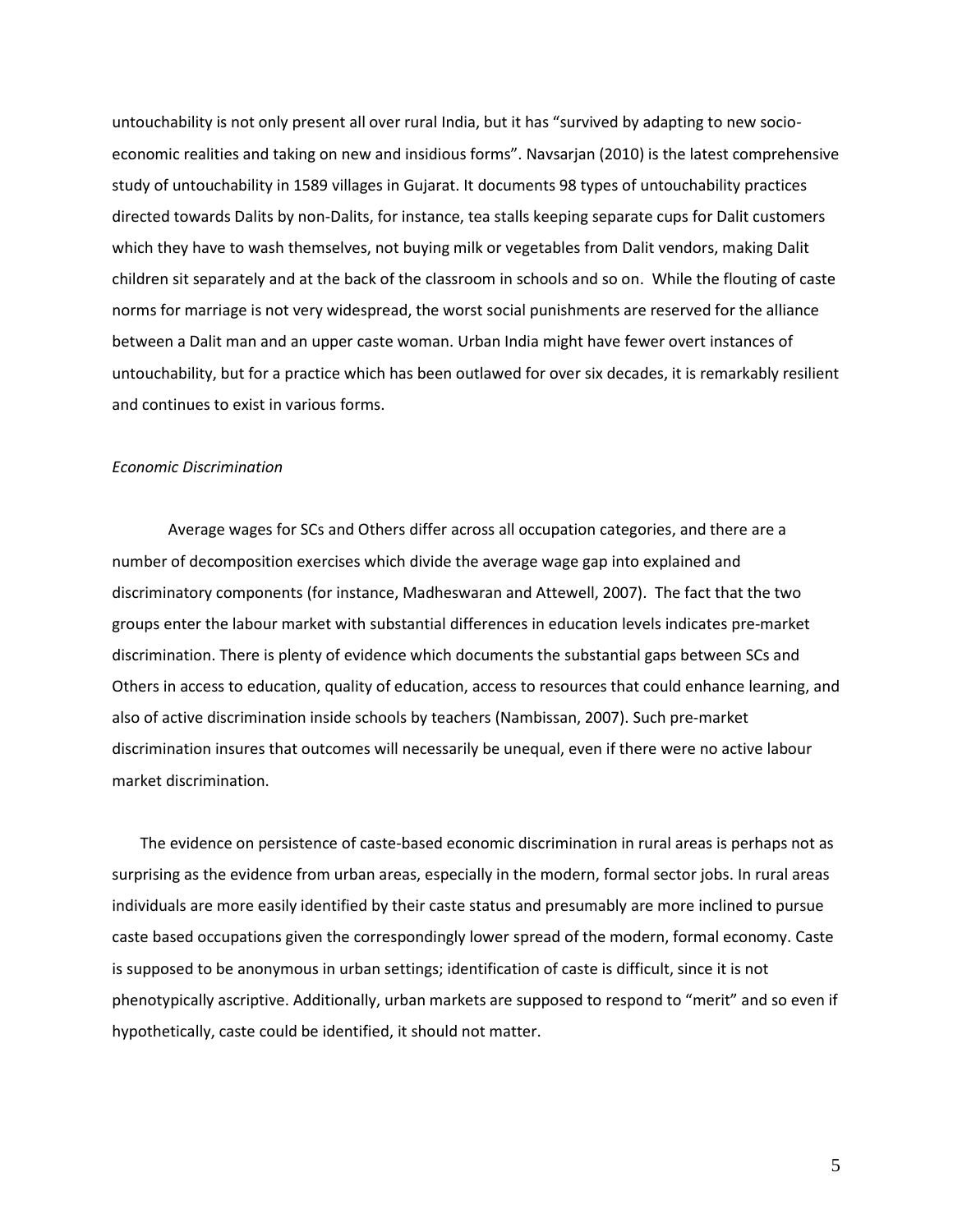untouchability is not only present all over rural India, but it has "survived by adapting to new socio-economic realities and taking on new and insidious forms". Navsarjan (2010) is the latest comprehensive study of untouchability in 1589 villages in Gujarat. It documents 98 types of untouchability practices directed towards Dalits by non-Dalits, for instance, tea stalls keeping separate cups for Dalit customers which they have to wash themselves, not buying milk or vegetables from Dalit vendors, making Dalit children sit separately and at the back of the classroom in schools and so on. While the flouting of caste norms for marriage is not very widespread, the worst social punishments are reserved for the alliance between a Dalit man and an upper caste woman. Urban India might have fewer overt instances of untouchability, but for a practice which has been outlawed for over six decades, it is remarkably resilient and continues to exist in various forms.

*Economic Discrimination*

Average wages for SCs and Others differ across all occupation categories, and there are a number of decomposition exercises which divide the average wage gap into explained and discriminatory components (for instance, Madheswaran and Attewell, 2007). The fact that the two groups enter the labour market with substantial differences in education levels indicates pre-market discrimination. There is plenty of evidence which documents the substantial gaps between SCs and Others in access to education, quality of education, access to resources that could enhance learning, and also of active discrimination inside schools by teachers (Nambissan, 2007). Such pre-market discrimination insures that outcomes will necessarily be unequal, even if there were no active labour market discrimination.

The evidence on persistence of caste-based economic discrimination in rural areas is perhaps not as surprising as the evidence from urban areas, especially in the modern, formal sector jobs. In rural areas individuals are more easily identified by their caste status and presumably are more inclined to pursue caste based occupations given the correspondingly lower spread of the modern, formal economy. Caste is supposed to be anonymous in urban settings; identification of caste is difficult, since it is not phenotypically ascriptive. Additionally, urban markets are supposed to respond to "merit" and so even if hypothetically, caste could be identified, it should not matter.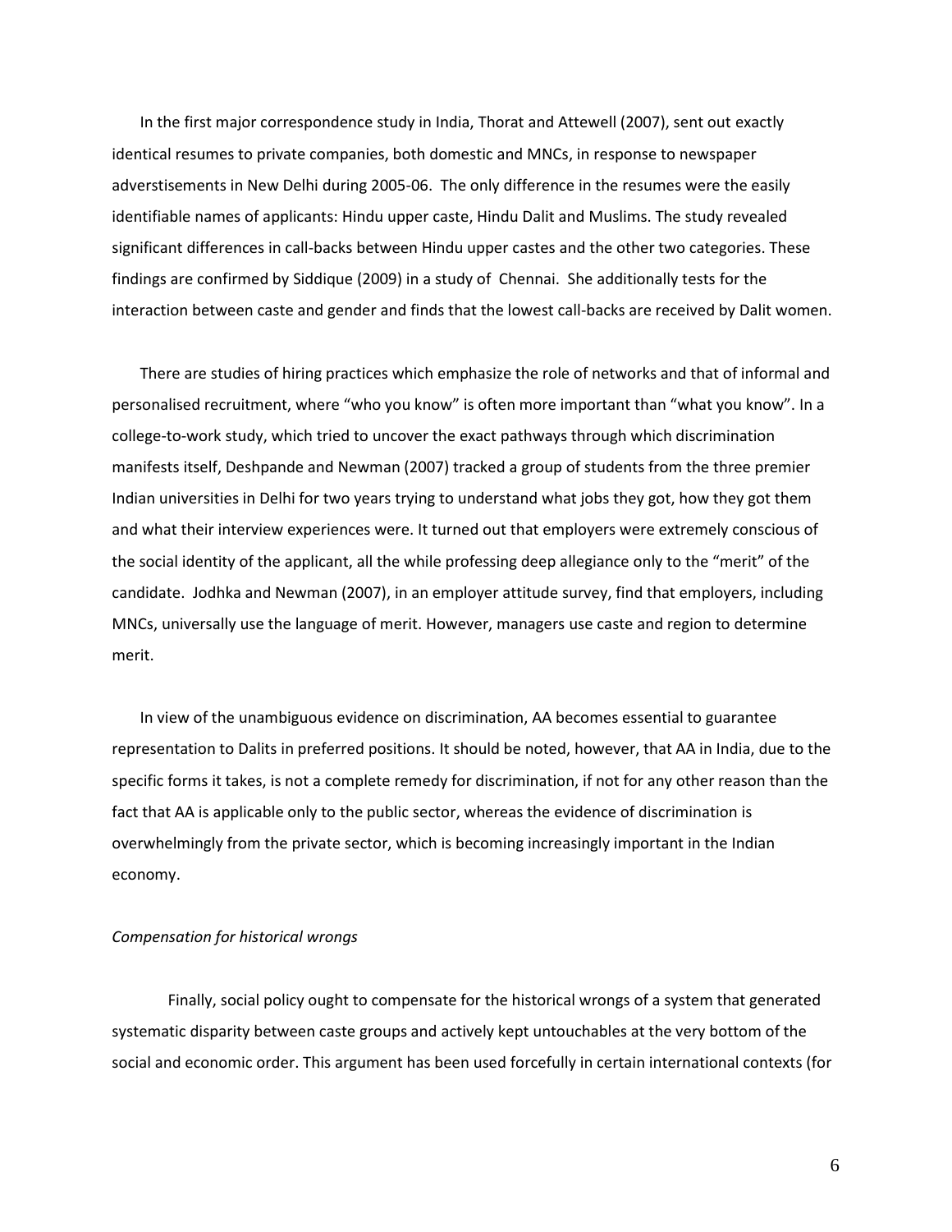In the first major correspondence study in India, Thorat and Attewell (2007), sent out exactly identical resumes to private companies, both domestic and MNCs, in response to newspaper adverstisements in New Delhi during 2005-06. The only difference in the resumes were the easily identifiable names of applicants: Hindu upper caste, Hindu Dalit and Muslims. The study revealed significant differences in call-backs between Hindu upper castes and the other two categories. These findings are confirmed by Siddique (2009) in a study of Chennai. She additionally tests for the interaction between caste and gender and finds that the lowest call-backs are received by Dalit women.

There are studies of hiring practices which emphasize the role of networks and that of informal and personalised recruitment, where "who you know" is often more important than "what you know". In a college-to-work study, which tried to uncover the exact pathways through which discrimination manifests itself, Deshpande and Newman (2007) tracked a group of students from the three premier Indian universities in Delhi for two years trying to understand what jobs they got, how they got them and what their interview experiences were. It turned out that employers were extremely conscious of the social identity of the applicant, all the while professing deep allegiance only to the "merit" of the candidate. Jodhka and Newman (2007), in an employer attitude survey, find that employers, including MNCs, universally use the language of merit. However, managers use caste and region to determine merit.

In view of the unambiguous evidence on discrimination, AA becomes essential to guarantee representation to Dalits in preferred positions. It should be noted, however, that AA in India, due to the specific forms it takes, is not a complete remedy for discrimination, if not for any other reason than the fact that AA is applicable only to the public sector, whereas the evidence of discrimination is overwhelmingly from the private sector, which is becoming increasingly important in the Indian economy.

*Compensation for historical wrongs*

Finally, social policy ought to compensate for the historical wrongs of a system that generated systematic disparity between caste groups and actively kept untouchables at the very bottom of the social and economic order. This argument has been used forcefully in certain international contexts (for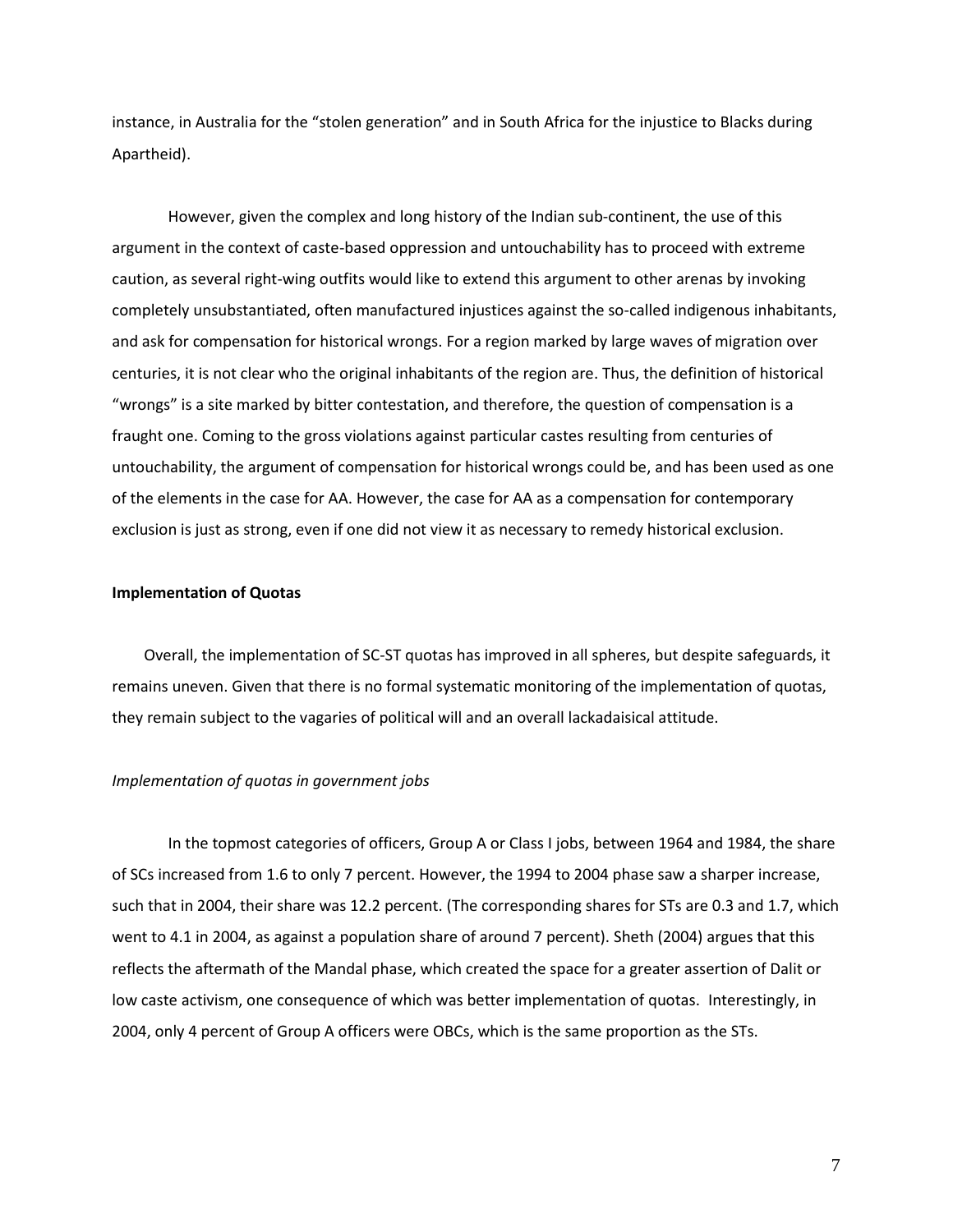instance, in Australia for the “stolen generation” and in South Africa for the injustice to Blacks during Apartheid).

However, given the complex and long history of the Indian sub-continent, the use of this argument in the context of caste-based oppression and untouchability has to proceed with extreme caution, as several right-wing outfits would like to extend this argument to other arenas by invoking completely unsubstantiated, often manufactured injustices against the so-called indigenous inhabitants, and ask for compensation for historical wrongs. For a region marked by large waves of migration over centuries, it is not clear who the original inhabitants of the region are. Thus, the definition of historical “wrongs” is a site marked by bitter contestation, and therefore, the question of compensation is a fraught one. Coming to the gross violations against particular castes resulting from centuries of untouchability, the argument of compensation for historical wrongs could be, and has been used as one of the elements in the case for AA. However, the case for AA as a compensation for contemporary exclusion is just as strong, even if one did not view it as necessary to remedy historical exclusion.

**Implementation of Quotas**

Overall, the implementation of SC-ST quotas has improved in all spheres, but despite safeguards, it remains uneven. Given that there is no formal systematic monitoring of the implementation of quotas, they remain subject to the vagaries of political will and an overall lackadaisical attitude.

*Implementation of quotas in government jobs*

In the topmost categories of officers, Group A or Class I jobs, between 1964 and 1984, the share of SCs increased from 1.6 to only 7 percent. However, the 1994 to 2004 phase saw a sharper increase, such that in 2004, their share was 12.2 percent. (The corresponding shares for STs are 0.3 and 1.7, which went to 4.1 in 2004, as against a population share of around 7 percent). Sheth (2004) argues that this reflects the aftermath of the Mandal phase, which created the space for a greater assertion of Dalit or low caste activism, one consequence of which was better implementation of quotas. Interestingly, in 2004, only 4 percent of Group A officers were OBCs, which is the same proportion as the STs.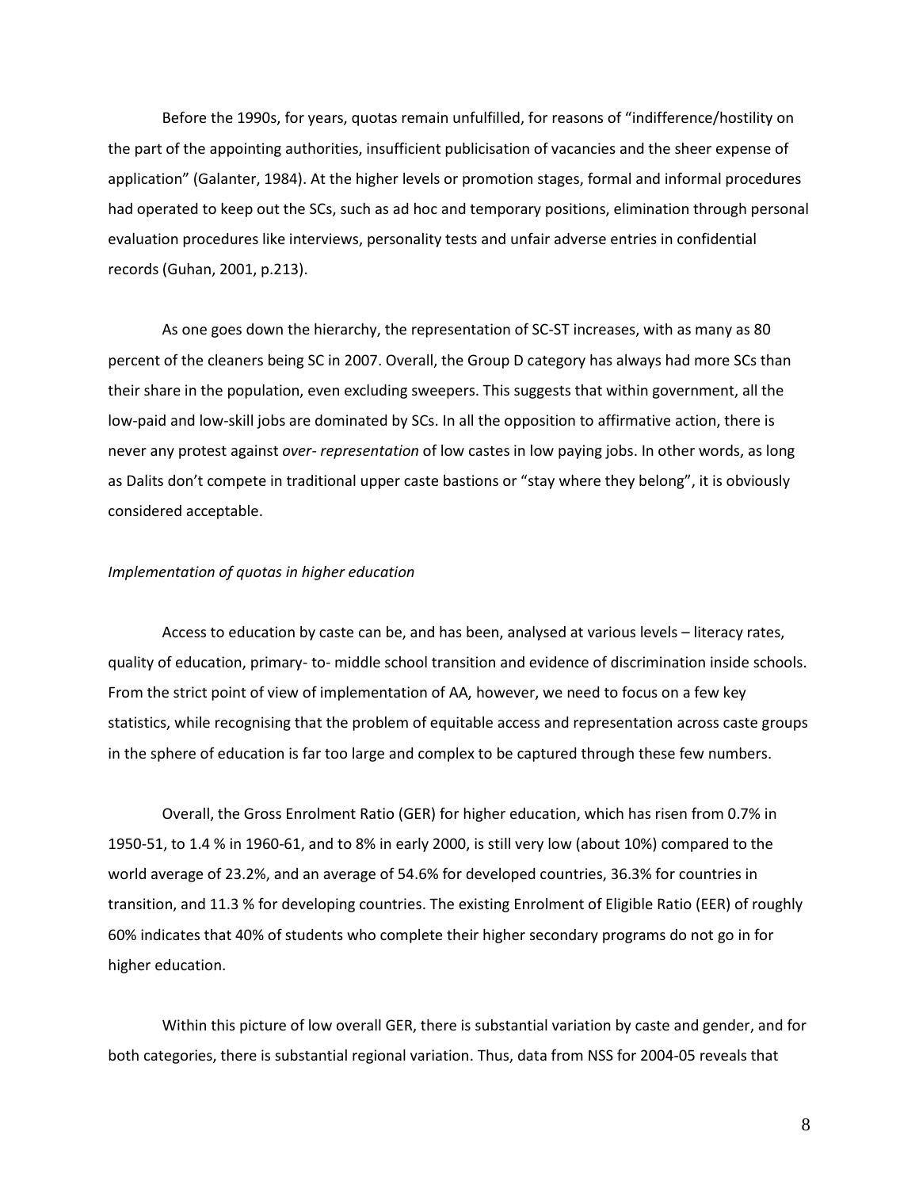Before the 1990s, for years, quotas remain unfulfilled, for reasons of "indifference/hostility on the part of the appointing authorities, insufficient publicisation of vacancies and the sheer expense of application" (Galanter, 1984). At the higher levels or promotion stages, formal and informal procedures had operated to keep out the SCs, such as ad hoc and temporary positions, elimination through personal evaluation procedures like interviews, personality tests and unfair adverse entries in confidential records (Guhan, 2001, p.213).

As one goes down the hierarchy, the representation of SC-ST increases, with as many as 80 percent of the cleaners being SC in 2007. Overall, the Group D category has always had more SCs than their share in the population, even excluding sweepers. This suggests that within government, all the low-paid and low-skill jobs are dominated by SCs. In all the opposition to affirmative action, there is never any protest against *over- representation* of low castes in low paying jobs. In other words, as long as Dalits don't compete in traditional upper caste bastions or "stay where they belong", it is obviously considered acceptable.

*Implementation of quotas in higher education*

Access to education by caste can be, and has been, analysed at various levels – literacy rates, quality of education, primary- to- middle school transition and evidence of discrimination inside schools. From the strict point of view of implementation of AA, however, we need to focus on a few key statistics, while recognising that the problem of equitable access and representation across caste groups in the sphere of education is far too large and complex to be captured through these few numbers.

Overall, the Gross Enrolment Ratio (GER) for higher education, which has risen from 0.7% in 1950-51, to 1.4 % in 1960-61, and to 8% in early 2000, is still very low (about 10%) compared to the world average of 23.2%, and an average of 54.6% for developed countries, 36.3% for countries in transition, and 11.3 % for developing countries. The existing Enrolment of Eligible Ratio (EER) of roughly 60% indicates that 40% of students who complete their higher secondary programs do not go in for higher education.

Within this picture of low overall GER, there is substantial variation by caste and gender, and for both categories, there is substantial regional variation. Thus, data from NSS for 2004-05 reveals that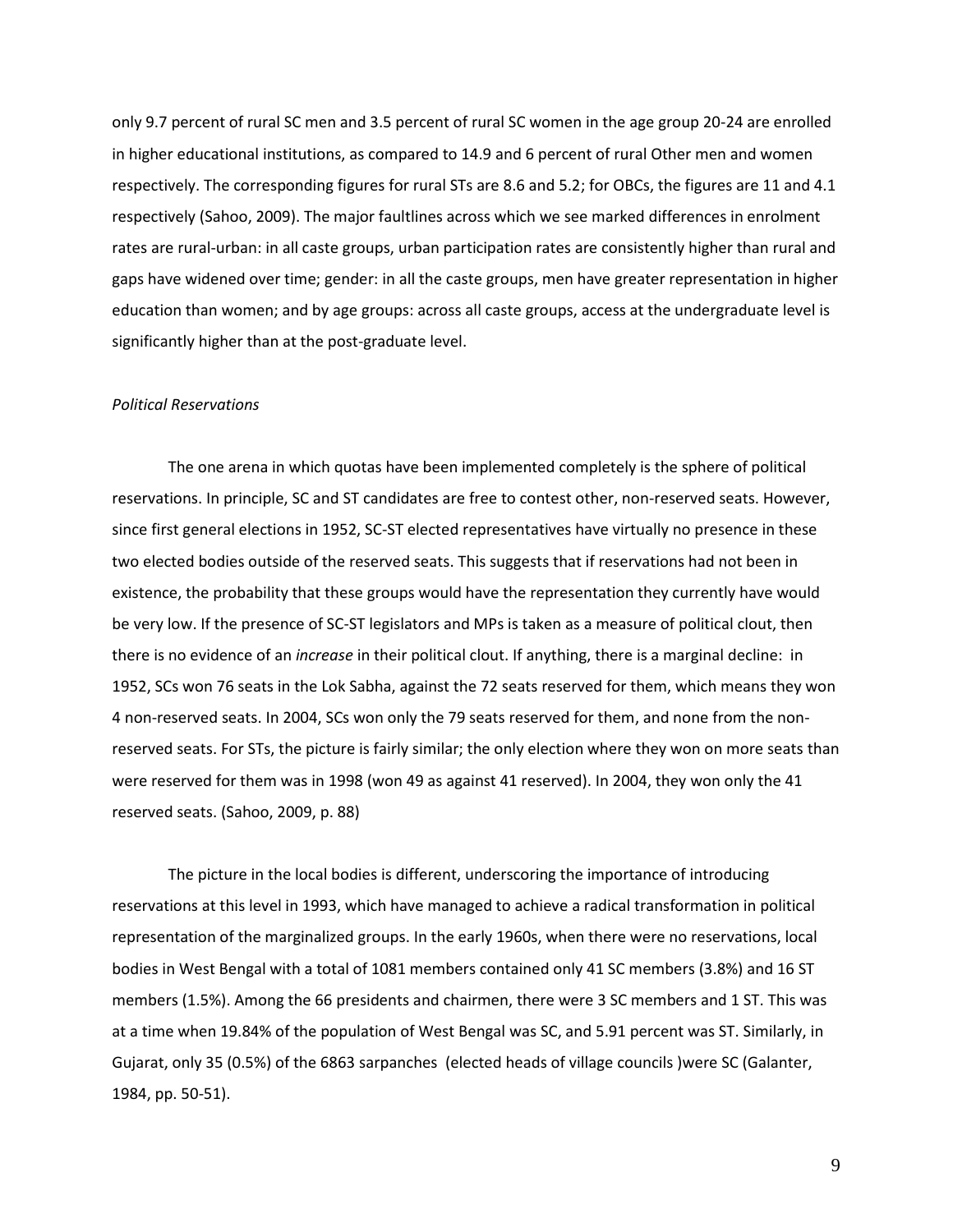only 9.7 percent of rural SC men and 3.5 percent of rural SC women in the age group 20-24 are enrolled in higher educational institutions, as compared to 14.9 and 6 percent of rural Other men and women respectively. The corresponding figures for rural STs are 8.6 and 5.2; for OBCs, the figures are 11 and 4.1 respectively (Sahoo, 2009). The major faultlines across which we see marked differences in enrolment rates are rural-urban: in all caste groups, urban participation rates are consistently higher than rural and gaps have widened over time; gender: in all the caste groups, men have greater representation in higher education than women; and by age groups: across all caste groups, access at the undergraduate level is significantly higher than at the post-graduate level.

*Political Reservations*

The one arena in which quotas have been implemented completely is the sphere of political reservations. In principle, SC and ST candidates are free to contest other, non-reserved seats. However, since first general elections in 1952, SC-ST elected representatives have virtually no presence in these two elected bodies outside of the reserved seats. This suggests that if reservations had not been in existence, the probability that these groups would have the representation they currently have would be very low. If the presence of SC-ST legislators and MPs is taken as a measure of political clout, then there is no evidence of an *increase* in their political clout. If anything, there is a marginal decline: in 1952, SCs won 76 seats in the Lok Sabha, against the 72 seats reserved for them, which means they won 4 non-reserved seats. In 2004, SCs won only the 79 seats reserved for them, and none from the non-reserved seats. For STs, the picture is fairly similar; the only election where they won on more seats than were reserved for them was in 1998 (won 49 as against 41 reserved). In 2004, they won only the 41 reserved seats. (Sahoo, 2009, p. 88)

The picture in the local bodies is different, underscoring the importance of introducing reservations at this level in 1993, which have managed to achieve a radical transformation in political representation of the marginalized groups. In the early 1960s, when there were no reservations, local bodies in West Bengal with a total of 1081 members contained only 41 SC members (3.8%) and 16 ST members (1.5%). Among the 66 presidents and chairmen, there were 3 SC members and 1 ST. This was at a time when 19.84% of the population of West Bengal was SC, and 5.91 percent was ST. Similarly, in Gujarat, only 35 (0.5%) of the 6863 sarpanches (elected heads of village councils )were SC (Galanter, 1984, pp. 50-51).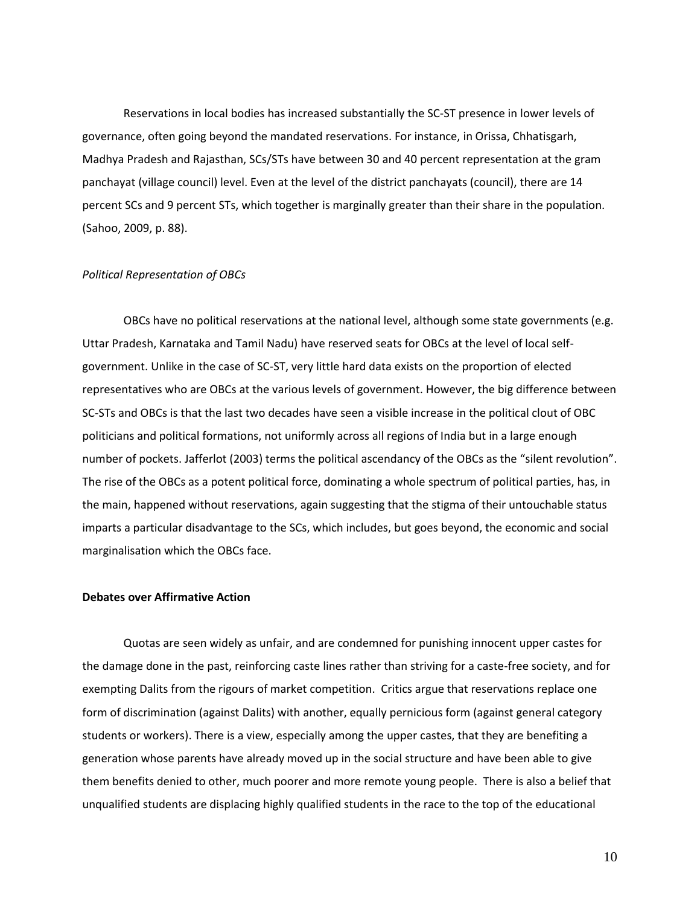Reservations in local bodies has increased substantially the SC-ST presence in lower levels of governance, often going beyond the mandated reservations. For instance, in Orissa, Chhatisgarh, Madhya Pradesh and Rajasthan, SCs/STs have between 30 and 40 percent representation at the gram panchayat (village council) level. Even at the level of the district panchayats (council), there are 14 percent SCs and 9 percent STs, which together is marginally greater than their share in the population. (Sahoo, 2009, p. 88).

*Political Representation of OBCs*

OBCs have no political reservations at the national level, although some state governments (e.g. Uttar Pradesh, Karnataka and Tamil Nadu) have reserved seats for OBCs at the level of local self-government. Unlike in the case of SC-ST, very little hard data exists on the proportion of elected representatives who are OBCs at the various levels of government. However, the big difference between SC-STs and OBCs is that the last two decades have seen a visible increase in the political clout of OBC politicians and political formations, not uniformly across all regions of India but in a large enough number of pockets. Jafferlot (2003) terms the political ascendancy of the OBCs as the "silent revolution". The rise of the OBCs as a potent political force, dominating a whole spectrum of political parties, has, in the main, happened without reservations, again suggesting that the stigma of their untouchable status imparts a particular disadvantage to the SCs, which includes, but goes beyond, the economic and social marginalisation which the OBCs face.

**Debates over Affirmative Action**

Quotas are seen widely as unfair, and are condemned for punishing innocent upper castes for the damage done in the past, reinforcing caste lines rather than striving for a caste-free society, and for exempting Dalits from the rigours of market competition. Critics argue that reservations replace one form of discrimination (against Dalits) with another, equally pernicious form (against general category students or workers). There is a view, especially among the upper castes, that they are benefiting a generation whose parents have already moved up in the social structure and have been able to give them benefits denied to other, much poorer and more remote young people. There is also a belief that unqualified students are displacing highly qualified students in the race to the top of the educational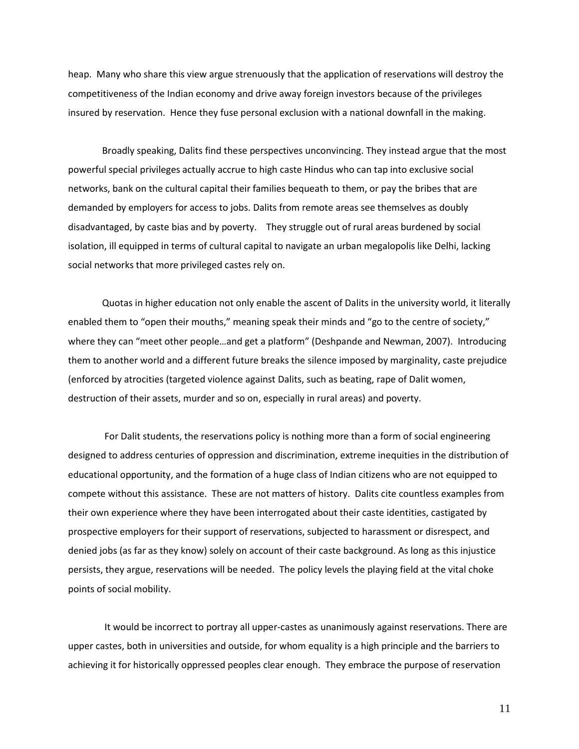heap. Many who share this view argue strenuously that the application of reservations will destroy the competitiveness of the Indian economy and drive away foreign investors because of the privileges insured by reservation. Hence they fuse personal exclusion with a national downfall in the making.

Broadly speaking, Dalits find these perspectives unconvincing. They instead argue that the most powerful special privileges actually accrue to high caste Hindus who can tap into exclusive social networks, bank on the cultural capital their families bequeath to them, or pay the bribes that are demanded by employers for access to jobs. Dalits from remote areas see themselves as doubly disadvantaged, by caste bias and by poverty. They struggle out of rural areas burdened by social isolation, ill equipped in terms of cultural capital to navigate an urban megalopolis like Delhi, lacking social networks that more privileged castes rely on.

Quotas in higher education not only enable the ascent of Dalits in the university world, it literally enabled them to "open their mouths," meaning speak their minds and "go to the centre of society," where they can "meet other people…and get a platform" (Deshpande and Newman, 2007). Introducing them to another world and a different future breaks the silence imposed by marginality, caste prejudice (enforced by atrocities (targeted violence against Dalits, such as beating, rape of Dalit women, destruction of their assets, murder and so on, especially in rural areas) and poverty.

For Dalit students, the reservations policy is nothing more than a form of social engineering designed to address centuries of oppression and discrimination, extreme inequities in the distribution of educational opportunity, and the formation of a huge class of Indian citizens who are not equipped to compete without this assistance. These are not matters of history. Dalits cite countless examples from their own experience where they have been interrogated about their caste identities, castigated by prospective employers for their support of reservations, subjected to harassment or disrespect, and denied jobs (as far as they know) solely on account of their caste background. As long as this injustice persists, they argue, reservations will be needed. The policy levels the playing field at the vital choke points of social mobility.

It would be incorrect to portray all upper-castes as unanimously against reservations. There are upper castes, both in universities and outside, for whom equality is a high principle and the barriers to achieving it for historically oppressed peoples clear enough. They embrace the purpose of reservation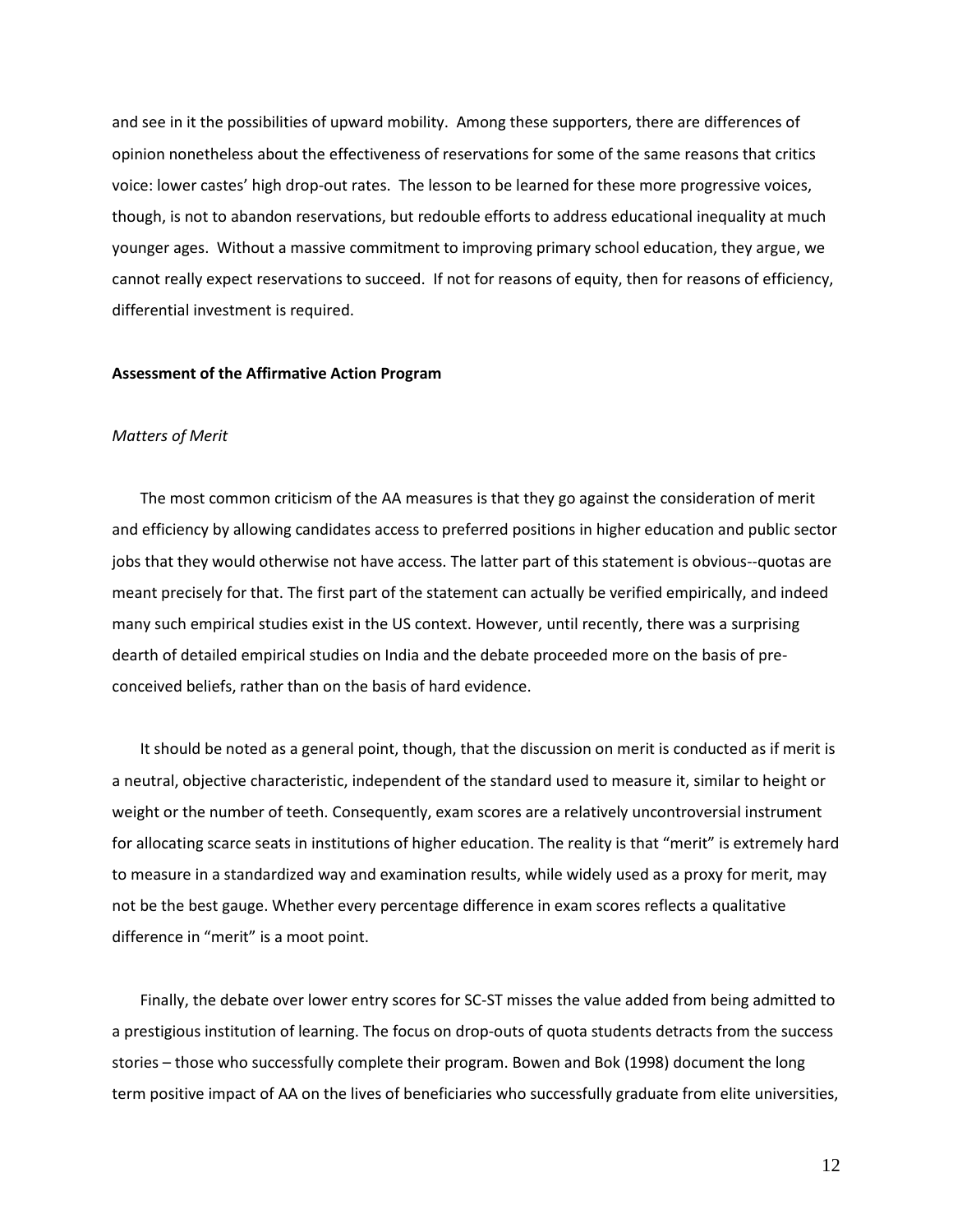and see in it the possibilities of upward mobility. Among these supporters, there are differences of opinion nonetheless about the effectiveness of reservations for some of the same reasons that critics voice: lower castes' high drop-out rates. The lesson to be learned for these more progressive voices, though, is not to abandon reservations, but redouble efforts to address educational inequality at much younger ages. Without a massive commitment to improving primary school education, they argue, we cannot really expect reservations to succeed. If not for reasons of equity, then for reasons of efficiency, differential investment is required.

## Assessment of the Affirmative Action Program

### *Matters of Merit*

The most common criticism of the AA measures is that they go against the consideration of merit and efficiency by allowing candidates access to preferred positions in higher education and public sector jobs that they would otherwise not have access. The latter part of this statement is obvious--quotas are meant precisely for that. The first part of the statement can actually be verified empirically, and indeed many such empirical studies exist in the US context. However, until recently, there was a surprising dearth of detailed empirical studies on India and the debate proceeded more on the basis of pre-conceived beliefs, rather than on the basis of hard evidence.

It should be noted as a general point, though, that the discussion on merit is conducted as if merit is a neutral, objective characteristic, independent of the standard used to measure it, similar to height or weight or the number of teeth. Consequently, exam scores are a relatively uncontroversial instrument for allocating scarce seats in institutions of higher education. The reality is that "merit" is extremely hard to measure in a standardized way and examination results, while widely used as a proxy for merit, may not be the best gauge. Whether every percentage difference in exam scores reflects a qualitative difference in "merit" is a moot point.

Finally, the debate over lower entry scores for SC-ST misses the value added from being admitted to a prestigious institution of learning. The focus on drop-outs of quota students detracts from the success stories – those who successfully complete their program. Bowen and Bok (1998) document the long term positive impact of AA on the lives of beneficiaries who successfully graduate from elite universities,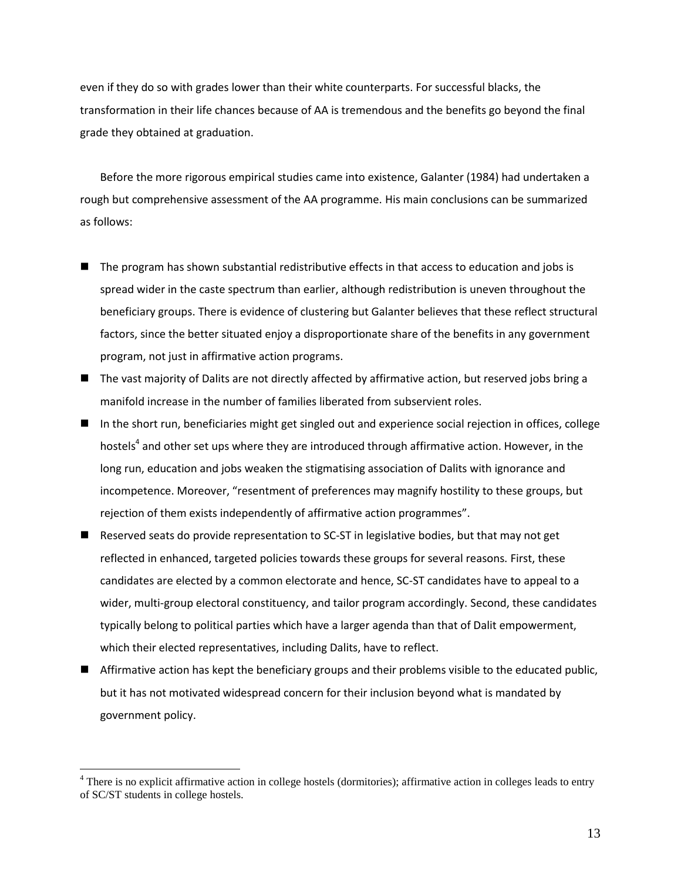even if they do so with grades lower than their white counterparts. For successful blacks, the transformation in their life chances because of AA is tremendous and the benefits go beyond the final grade they obtained at graduation.

Before the more rigorous empirical studies came into existence, Galanter (1984) had undertaken a rough but comprehensive assessment of the AA programme. His main conclusions can be summarized as follows:

- The program has shown substantial redistributive effects in that access to education and jobs is spread wider in the caste spectrum than earlier, although redistribution is uneven throughout the beneficiary groups. There is evidence of clustering but Galanter believes that these reflect structural factors, since the better situated enjoy a disproportionate share of the benefits in any government program, not just in affirmative action programs.
- The vast majority of Dalits are not directly affected by affirmative action, but reserved jobs bring a manifold increase in the number of families liberated from subservient roles.
- In the short run, beneficiaries might get singled out and experience social rejection in offices, college hostels[4] and other set ups where they are introduced through affirmative action. However, in the long run, education and jobs weaken the stigmatising association of Dalits with ignorance and incompetence. Moreover, "resentment of preferences may magnify hostility to these groups, but rejection of them exists independently of affirmative action programmes".
- Reserved seats do provide representation to SC-ST in legislative bodies, but that may not get reflected in enhanced, targeted policies towards these groups for several reasons. First, these candidates are elected by a common electorate and hence, SC-ST candidates have to appeal to a wider, multi-group electoral constituency, and tailor program accordingly. Second, these candidates typically belong to political parties which have a larger agenda than that of Dalit empowerment, which their elected representatives, including Dalits, have to reflect.
- Affirmative action has kept the beneficiary groups and their problems visible to the educated public, but it has not motivated widespread concern for their inclusion beyond what is mandated by government policy.

---

[4] There is no explicit affirmative action in college hostels (dormitories); affirmative action in colleges leads to entry of SC/ST students in college hostels.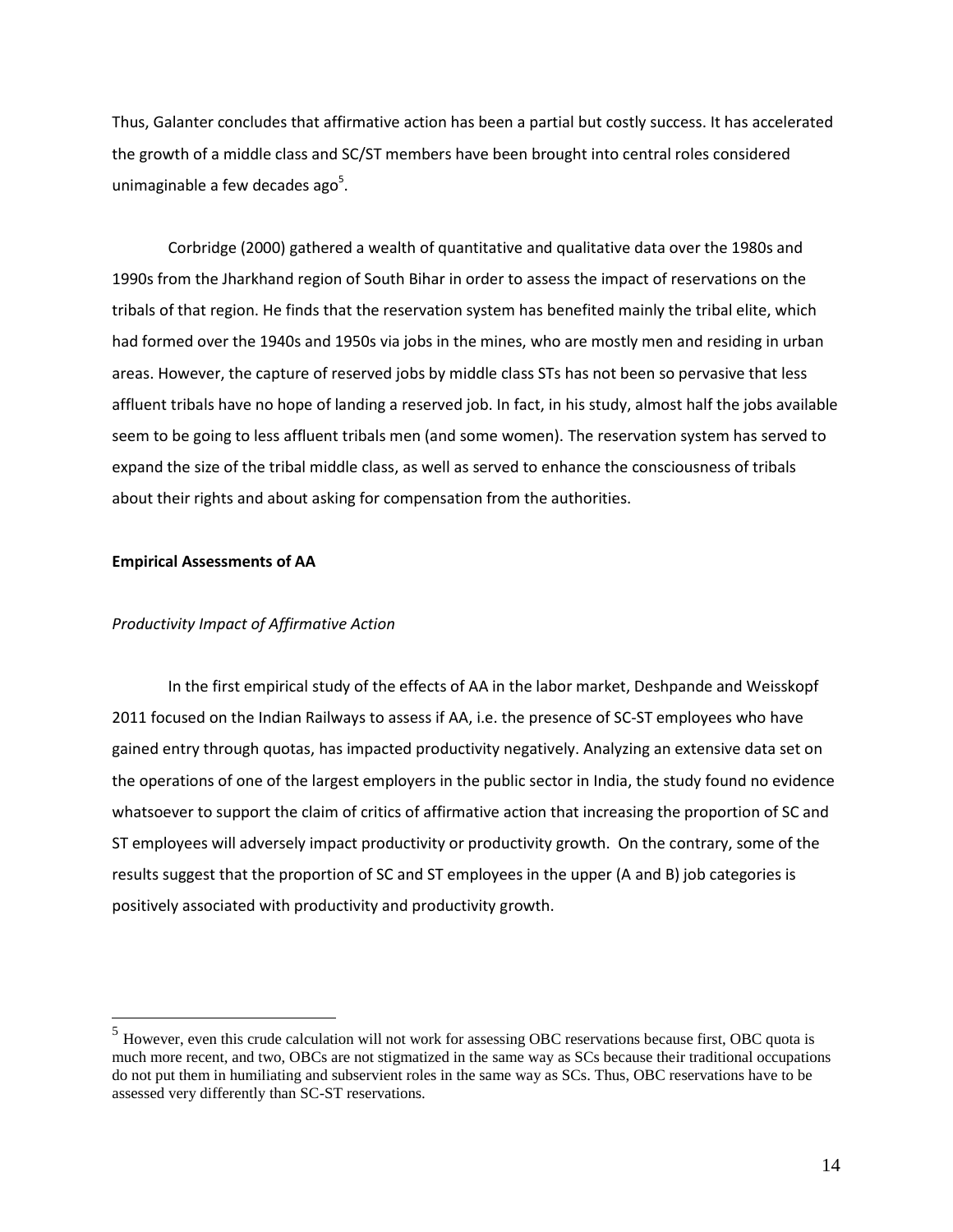Thus, Galanter concludes that affirmative action has been a partial but costly success. It has accelerated the growth of a middle class and SC/ST members have been brought into central roles considered unimaginable a few decades ago[5].

Corbridge (2000) gathered a wealth of quantitative and qualitative data over the 1980s and 1990s from the Jharkhand region of South Bihar in order to assess the impact of reservations on the tribals of that region. He finds that the reservation system has benefited mainly the tribal elite, which had formed over the 1940s and 1950s via jobs in the mines, who are mostly men and residing in urban areas. However, the capture of reserved jobs by middle class STs has not been so pervasive that less affluent tribals have no hope of landing a reserved job. In fact, in his study, almost half the jobs available seem to be going to less affluent tribals men (and some women). The reservation system has served to expand the size of the tribal middle class, as well as served to enhance the consciousness of tribals about their rights and about asking for compensation from the authorities.

**Empirical Assessments of AA**

*Productivity Impact of Affirmative Action*

In the first empirical study of the effects of AA in the labor market, Deshpande and Weisskopf 2011 focused on the Indian Railways to assess if AA, i.e. the presence of SC-ST employees who have gained entry through quotas, has impacted productivity negatively. Analyzing an extensive data set on the operations of one of the largest employers in the public sector in India, the study found no evidence whatsoever to support the claim of critics of affirmative action that increasing the proportion of SC and ST employees will adversely impact productivity or productivity growth. On the contrary, some of the results suggest that the proportion of SC and ST employees in the upper (A and B) job categories is positively associated with productivity and productivity growth.

---

[5] However, even this crude calculation will not work for assessing OBC reservations because first, OBC quota is much more recent, and two, OBCs are not stigmatized in the same way as SCs because their traditional occupations do not put them in humiliating and subservient roles in the same way as SCs. Thus, OBC reservations have to be assessed very differently than SC-ST reservations.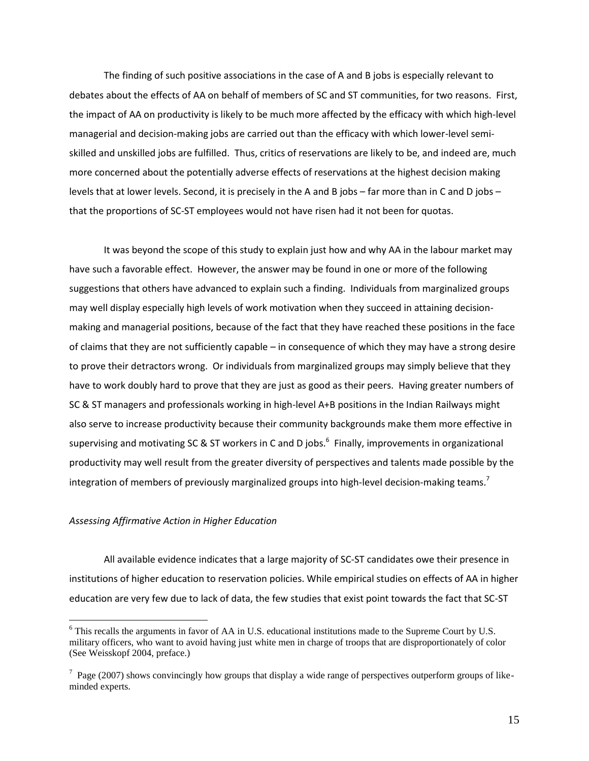The finding of such positive associations in the case of A and B jobs is especially relevant to debates about the effects of AA on behalf of members of SC and ST communities, for two reasons. First, the impact of AA on productivity is likely to be much more affected by the efficacy with which high-level managerial and decision-making jobs are carried out than the efficacy with which lower-level semi-skilled and unskilled jobs are fulfilled. Thus, critics of reservations are likely to be, and indeed are, much more concerned about the potentially adverse effects of reservations at the highest decision making levels that at lower levels. Second, it is precisely in the A and B jobs – far more than in C and D jobs – that the proportions of SC-ST employees would not have risen had it not been for quotas.

It was beyond the scope of this study to explain just how and why AA in the labour market may have such a favorable effect. However, the answer may be found in one or more of the following suggestions that others have advanced to explain such a finding. Individuals from marginalized groups may well display especially high levels of work motivation when they succeed in attaining decision-making and managerial positions, because of the fact that they have reached these positions in the face of claims that they are not sufficiently capable – in consequence of which they may have a strong desire to prove their detractors wrong. Or individuals from marginalized groups may simply believe that they have to work doubly hard to prove that they are just as good as their peers. Having greater numbers of SC & ST managers and professionals working in high-level A+B positions in the Indian Railways might also serve to increase productivity because their community backgrounds make them more effective in supervising and motivating SC & ST workers in C and D jobs.[6] Finally, improvements in organizational productivity may well result from the greater diversity of perspectives and talents made possible by the integration of members of previously marginalized groups into high-level decision-making teams.[7]

*Assessing Affirmative Action in Higher Education*

All available evidence indicates that a large majority of SC-ST candidates owe their presence in institutions of higher education to reservation policies. While empirical studies on effects of AA in higher education are very few due to lack of data, the few studies that exist point towards the fact that SC-ST

---

[6] This recalls the arguments in favor of AA in U.S. educational institutions made to the Supreme Court by U.S. military officers, who want to avoid having just white men in charge of troops that are disproportionately of color (See Weisskopf 2004, preface.)

[7] Page (2007) shows convincingly how groups that display a wide range of perspectives outperform groups of like-minded experts.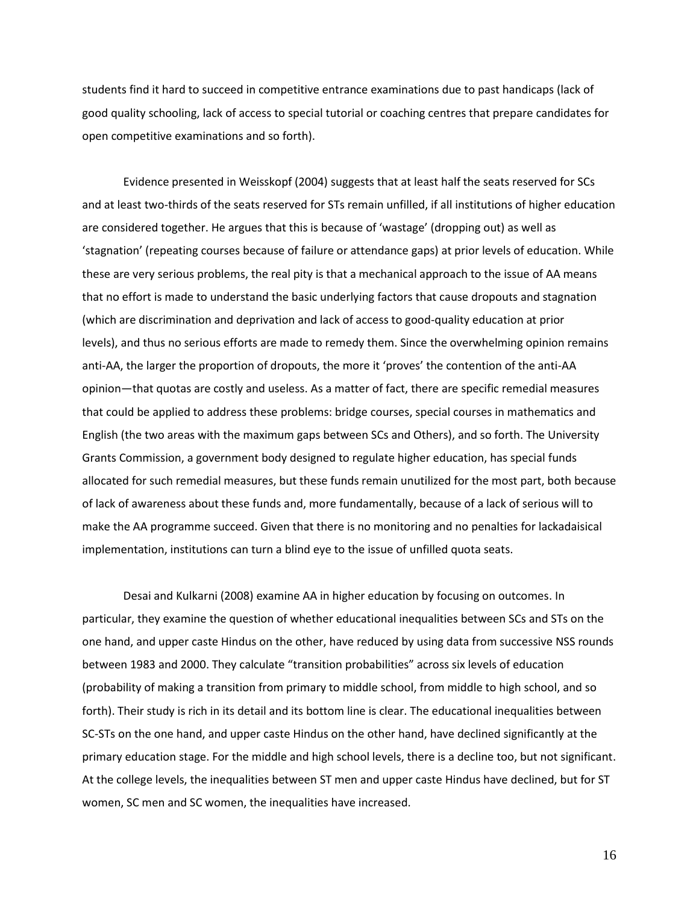students find it hard to succeed in competitive entrance examinations due to past handicaps (lack of good quality schooling, lack of access to special tutorial or coaching centres that prepare candidates for open competitive examinations and so forth).

Evidence presented in Weisskopf (2004) suggests that at least half the seats reserved for SCs and at least two-thirds of the seats reserved for STs remain unfilled, if all institutions of higher education are considered together. He argues that this is because of 'wastage' (dropping out) as well as 'stagnation' (repeating courses because of failure or attendance gaps) at prior levels of education. While these are very serious problems, the real pity is that a mechanical approach to the issue of AA means that no effort is made to understand the basic underlying factors that cause dropouts and stagnation (which are discrimination and deprivation and lack of access to good-quality education at prior levels), and thus no serious efforts are made to remedy them. Since the overwhelming opinion remains anti-AA, the larger the proportion of dropouts, the more it 'proves' the contention of the anti-AA opinion—that quotas are costly and useless. As a matter of fact, there are specific remedial measures that could be applied to address these problems: bridge courses, special courses in mathematics and English (the two areas with the maximum gaps between SCs and Others), and so forth. The University Grants Commission, a government body designed to regulate higher education, has special funds allocated for such remedial measures, but these funds remain unutilized for the most part, both because of lack of awareness about these funds and, more fundamentally, because of a lack of serious will to make the AA programme succeed. Given that there is no monitoring and no penalties for lackadaisical implementation, institutions can turn a blind eye to the issue of unfilled quota seats.

Desai and Kulkarni (2008) examine AA in higher education by focusing on outcomes. In particular, they examine the question of whether educational inequalities between SCs and STs on the one hand, and upper caste Hindus on the other, have reduced by using data from successive NSS rounds between 1983 and 2000. They calculate "transition probabilities" across six levels of education (probability of making a transition from primary to middle school, from middle to high school, and so forth). Their study is rich in its detail and its bottom line is clear. The educational inequalities between SC-STs on the one hand, and upper caste Hindus on the other hand, have declined significantly at the primary education stage. For the middle and high school levels, there is a decline too, but not significant. At the college levels, the inequalities between ST men and upper caste Hindus have declined, but for ST women, SC men and SC women, the inequalities have increased.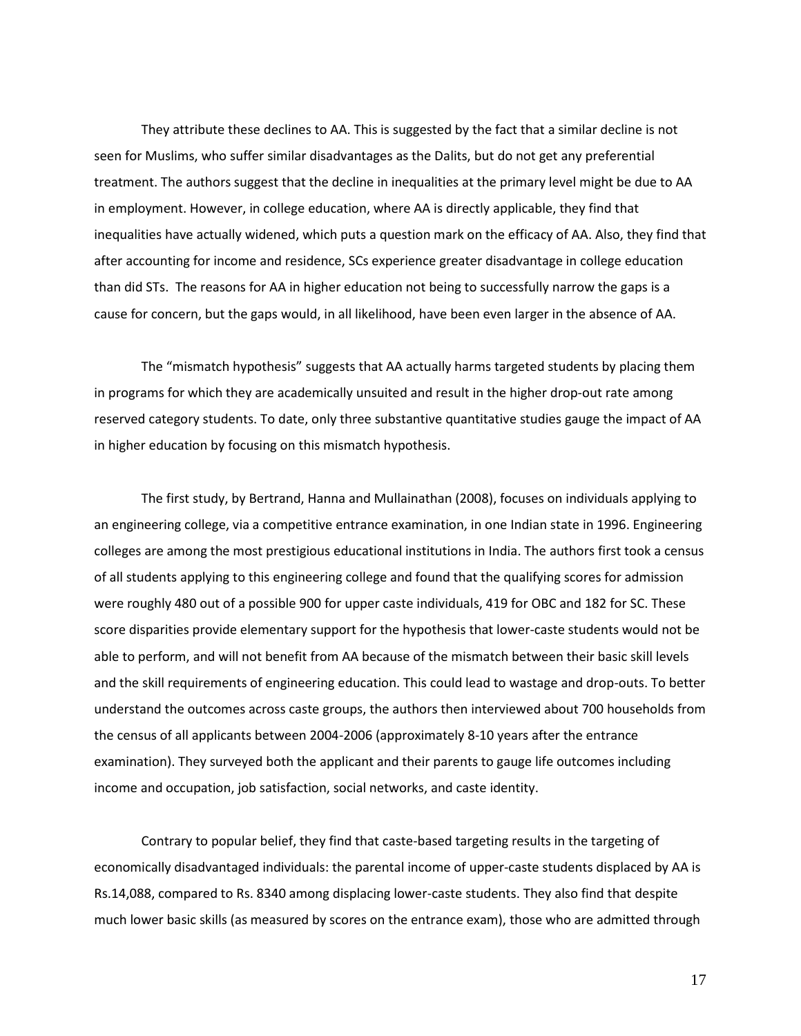They attribute these declines to AA. This is suggested by the fact that a similar decline is not seen for Muslims, who suffer similar disadvantages as the Dalits, but do not get any preferential treatment. The authors suggest that the decline in inequalities at the primary level might be due to AA in employment. However, in college education, where AA is directly applicable, they find that inequalities have actually widened, which puts a question mark on the efficacy of AA. Also, they find that after accounting for income and residence, SCs experience greater disadvantage in college education than did STs. The reasons for AA in higher education not being to successfully narrow the gaps is a cause for concern, but the gaps would, in all likelihood, have been even larger in the absence of AA.

The "mismatch hypothesis" suggests that AA actually harms targeted students by placing them in programs for which they are academically unsuited and result in the higher drop-out rate among reserved category students. To date, only three substantive quantitative studies gauge the impact of AA in higher education by focusing on this mismatch hypothesis.

The first study, by Bertrand, Hanna and Mullainathan (2008), focuses on individuals applying to an engineering college, via a competitive entrance examination, in one Indian state in 1996. Engineering colleges are among the most prestigious educational institutions in India. The authors first took a census of all students applying to this engineering college and found that the qualifying scores for admission were roughly 480 out of a possible 900 for upper caste individuals, 419 for OBC and 182 for SC. These score disparities provide elementary support for the hypothesis that lower-caste students would not be able to perform, and will not benefit from AA because of the mismatch between their basic skill levels and the skill requirements of engineering education. This could lead to wastage and drop-outs. To better understand the outcomes across caste groups, the authors then interviewed about 700 households from the census of all applicants between 2004-2006 (approximately 8-10 years after the entrance examination). They surveyed both the applicant and their parents to gauge life outcomes including income and occupation, job satisfaction, social networks, and caste identity.

Contrary to popular belief, they find that caste-based targeting results in the targeting of economically disadvantaged individuals: the parental income of upper-caste students displaced by AA is Rs.14,088, compared to Rs. 8340 among displacing lower-caste students. They also find that despite much lower basic skills (as measured by scores on the entrance exam), those who are admitted through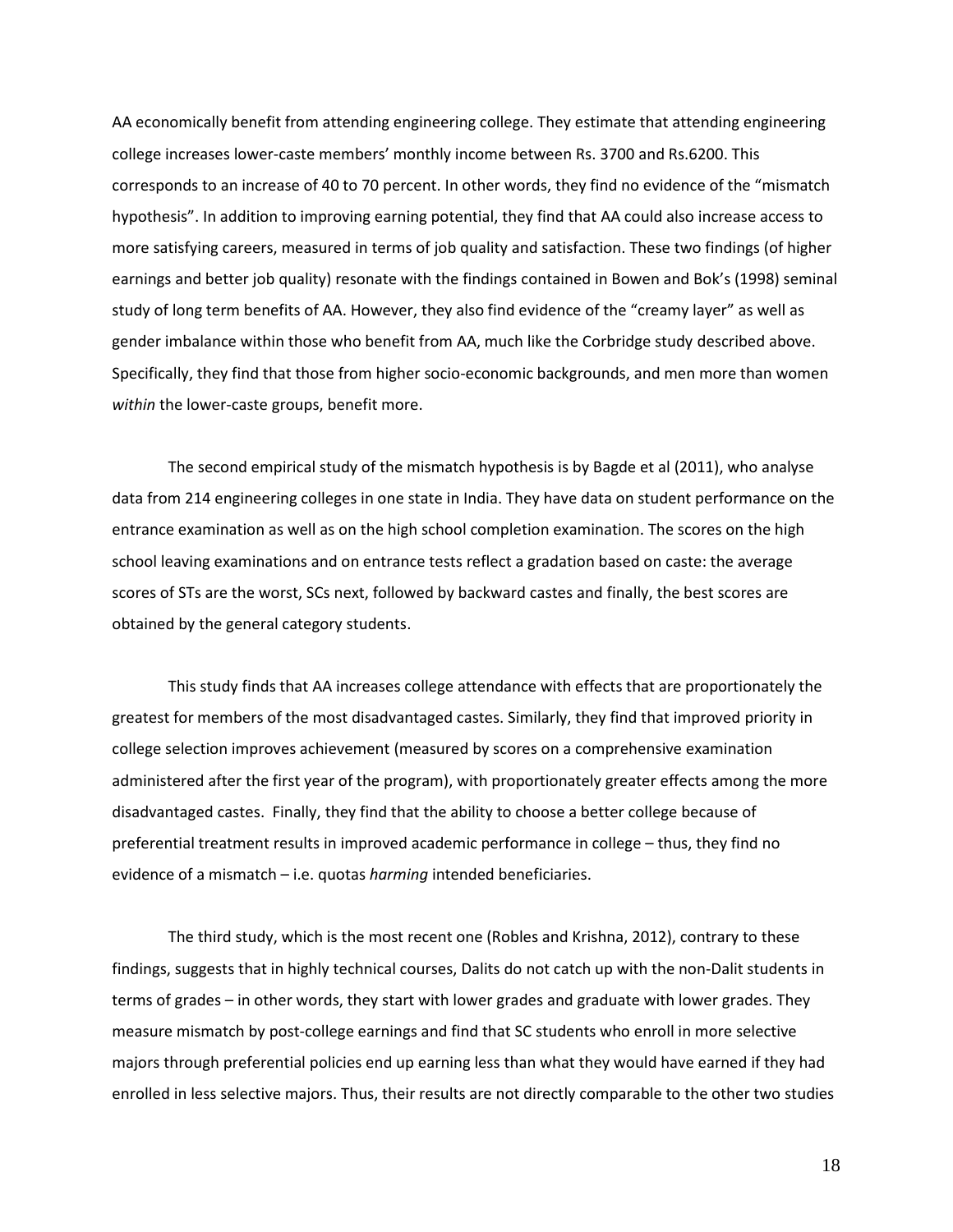AA economically benefit from attending engineering college. They estimate that attending engineering college increases lower-caste members' monthly income between Rs. 3700 and Rs.6200. This corresponds to an increase of 40 to 70 percent. In other words, they find no evidence of the "mismatch hypothesis". In addition to improving earning potential, they find that AA could also increase access to more satisfying careers, measured in terms of job quality and satisfaction. These two findings (of higher earnings and better job quality) resonate with the findings contained in Bowen and Bok's (1998) seminal study of long term benefits of AA. However, they also find evidence of the "creamy layer" as well as gender imbalance within those who benefit from AA, much like the Corbridge study described above. Specifically, they find that those from higher socio-economic backgrounds, and men more than women *within* the lower-caste groups, benefit more.

The second empirical study of the mismatch hypothesis is by Bagde et al (2011), who analyse data from 214 engineering colleges in one state in India. They have data on student performance on the entrance examination as well as on the high school completion examination. The scores on the high school leaving examinations and on entrance tests reflect a gradation based on caste: the average scores of STs are the worst, SCs next, followed by backward castes and finally, the best scores are obtained by the general category students.

This study finds that AA increases college attendance with effects that are proportionately the greatest for members of the most disadvantaged castes. Similarly, they find that improved priority in college selection improves achievement (measured by scores on a comprehensive examination administered after the first year of the program), with proportionately greater effects among the more disadvantaged castes. Finally, they find that the ability to choose a better college because of preferential treatment results in improved academic performance in college – thus, they find no evidence of a mismatch – i.e. quotas *harming* intended beneficiaries.

The third study, which is the most recent one (Robles and Krishna, 2012), contrary to these findings, suggests that in highly technical courses, Dalits do not catch up with the non-Dalit students in terms of grades – in other words, they start with lower grades and graduate with lower grades. They measure mismatch by post-college earnings and find that SC students who enroll in more selective majors through preferential policies end up earning less than what they would have earned if they had enrolled in less selective majors. Thus, their results are not directly comparable to the other two studies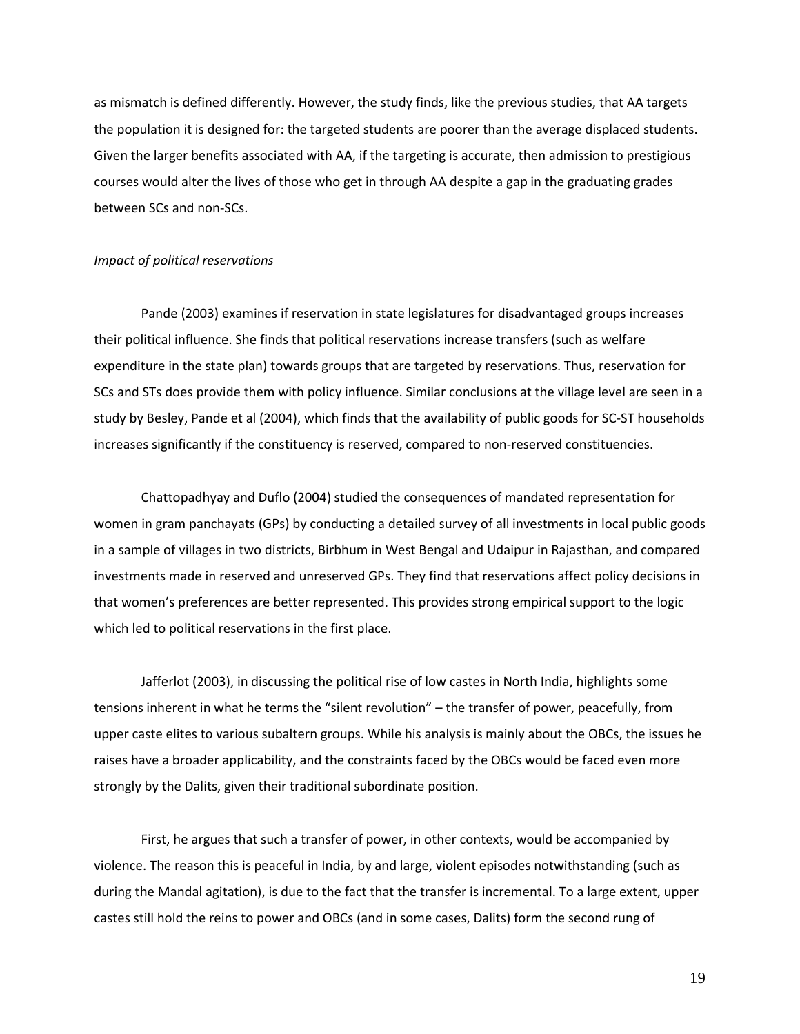as mismatch is defined differently. However, the study finds, like the previous studies, that AA targets the population it is designed for: the targeted students are poorer than the average displaced students. Given the larger benefits associated with AA, if the targeting is accurate, then admission to prestigious courses would alter the lives of those who get in through AA despite a gap in the graduating grades between SCs and non-SCs.

*Impact of political reservations*

Pande (2003) examines if reservation in state legislatures for disadvantaged groups increases their political influence. She finds that political reservations increase transfers (such as welfare expenditure in the state plan) towards groups that are targeted by reservations. Thus, reservation for SCs and STs does provide them with policy influence. Similar conclusions at the village level are seen in a study by Besley, Pande et al (2004), which finds that the availability of public goods for SC-ST households increases significantly if the constituency is reserved, compared to non-reserved constituencies.

Chattopadhyay and Duflo (2004) studied the consequences of mandated representation for women in gram panchayats (GPs) by conducting a detailed survey of all investments in local public goods in a sample of villages in two districts, Birbhum in West Bengal and Udaipur in Rajasthan, and compared investments made in reserved and unreserved GPs. They find that reservations affect policy decisions in that women's preferences are better represented. This provides strong empirical support to the logic which led to political reservations in the first place.

Jafferlot (2003), in discussing the political rise of low castes in North India, highlights some tensions inherent in what he terms the "silent revolution" – the transfer of power, peacefully, from upper caste elites to various subaltern groups. While his analysis is mainly about the OBCs, the issues he raises have a broader applicability, and the constraints faced by the OBCs would be faced even more strongly by the Dalits, given their traditional subordinate position.

First, he argues that such a transfer of power, in other contexts, would be accompanied by violence. The reason this is peaceful in India, by and large, violent episodes notwithstanding (such as during the Mandal agitation), is due to the fact that the transfer is incremental. To a large extent, upper castes still hold the reins to power and OBCs (and in some cases, Dalits) form the second rung of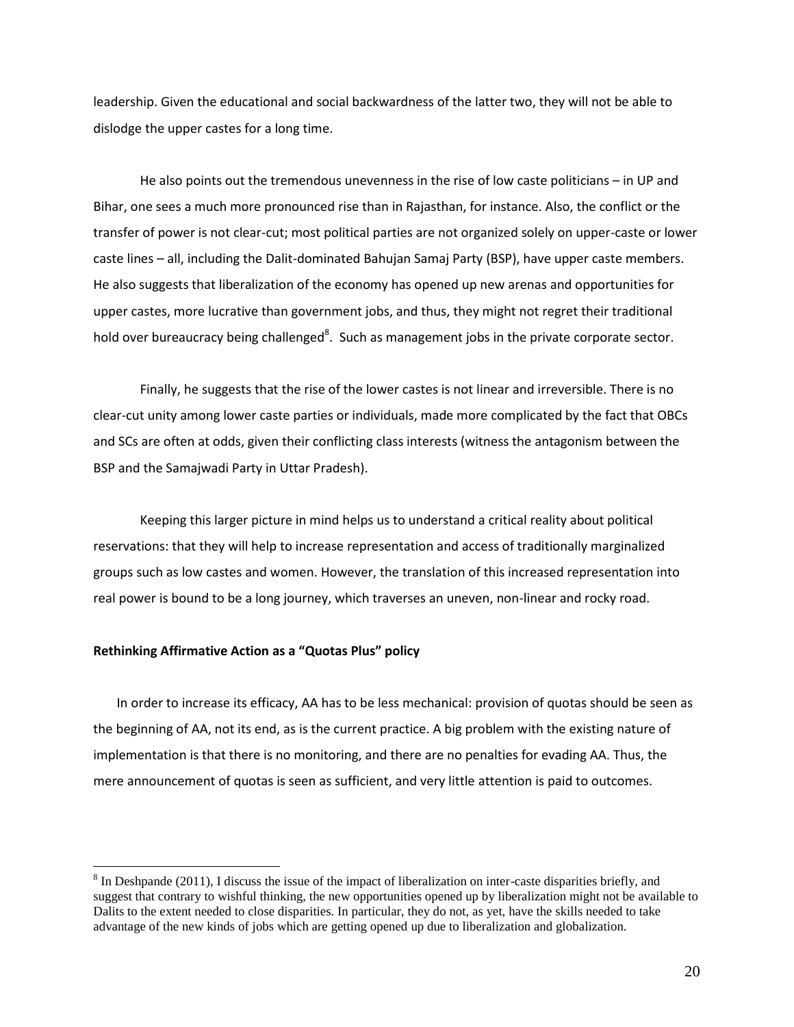leadership. Given the educational and social backwardness of the latter two, they will not be able to dislodge the upper castes for a long time.

He also points out the tremendous unevenness in the rise of low caste politicians – in UP and Bihar, one sees a much more pronounced rise than in Rajasthan, for instance. Also, the conflict or the transfer of power is not clear-cut; most political parties are not organized solely on upper-caste or lower caste lines – all, including the Dalit-dominated Bahujan Samaj Party (BSP), have upper caste members. He also suggests that liberalization of the economy has opened up new arenas and opportunities for upper castes, more lucrative than government jobs, and thus, they might not regret their traditional hold over bureaucracy being challenged[8]. Such as management jobs in the private corporate sector.

Finally, he suggests that the rise of the lower castes is not linear and irreversible. There is no clear-cut unity among lower caste parties or individuals, made more complicated by the fact that OBCs and SCs are often at odds, given their conflicting class interests (witness the antagonism between the BSP and the Samajwadi Party in Uttar Pradesh).

Keeping this larger picture in mind helps us to understand a critical reality about political reservations: that they will help to increase representation and access of traditionally marginalized groups such as low castes and women. However, the translation of this increased representation into real power is bound to be a long journey, which traverses an uneven, non-linear and rocky road.

**Rethinking Affirmative Action as a "Quotas Plus" policy**

In order to increase its efficacy, AA has to be less mechanical: provision of quotas should be seen as the beginning of AA, not its end, as is the current practice. A big problem with the existing nature of implementation is that there is no monitoring, and there are no penalties for evading AA. Thus, the mere announcement of quotas is seen as sufficient, and very little attention is paid to outcomes.

---

[8] In Deshpande (2011), I discuss the issue of the impact of liberalization on inter-caste disparities briefly, and suggest that contrary to wishful thinking, the new opportunities opened up by liberalization might not be available to Dalits to the extent needed to close disparities. In particular, they do not, as yet, have the skills needed to take advantage of the new kinds of jobs which are getting opened up due to liberalization and globalization.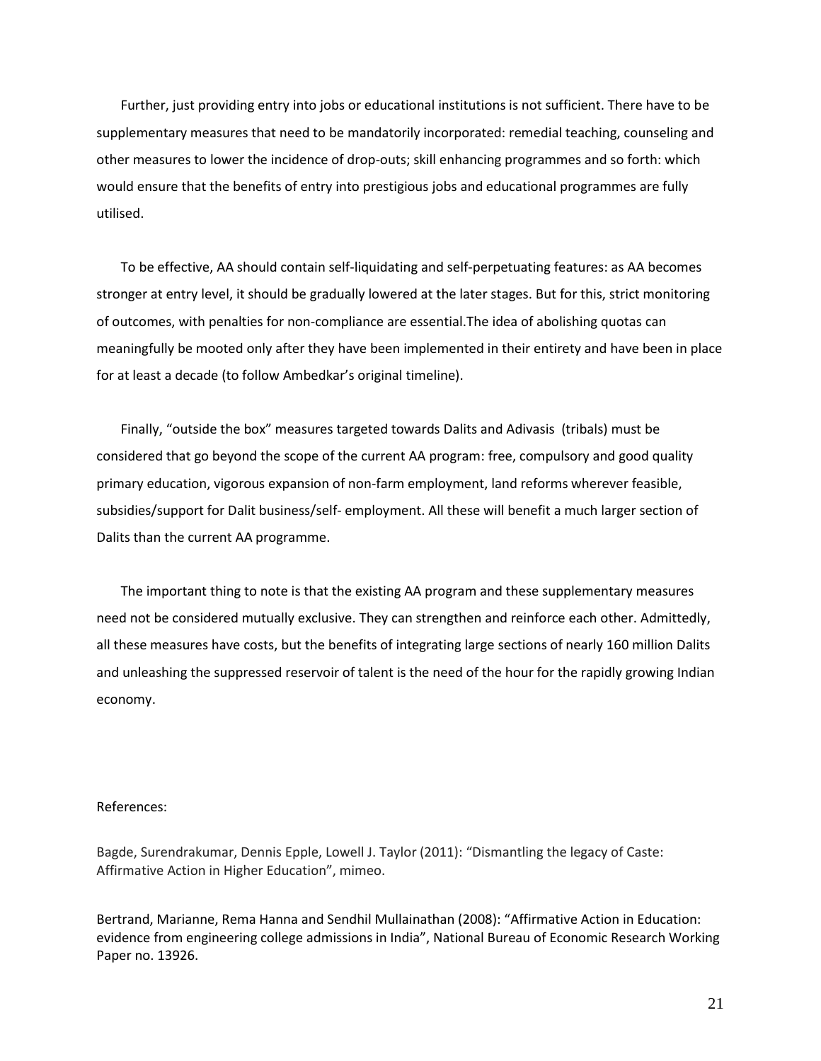Further, just providing entry into jobs or educational institutions is not sufficient. There have to be supplementary measures that need to be mandatorily incorporated: remedial teaching, counseling and other measures to lower the incidence of drop-outs; skill enhancing programmes and so forth: which would ensure that the benefits of entry into prestigious jobs and educational programmes are fully utilised.

To be effective, AA should contain self-liquidating and self-perpetuating features: as AA becomes stronger at entry level, it should be gradually lowered at the later stages. But for this, strict monitoring of outcomes, with penalties for non-compliance are essential.The idea of abolishing quotas can meaningfully be mooted only after they have been implemented in their entirety and have been in place for at least a decade (to follow Ambedkar's original timeline).

Finally, "outside the box" measures targeted towards Dalits and Adivasis (tribals) must be considered that go beyond the scope of the current AA program: free, compulsory and good quality primary education, vigorous expansion of non-farm employment, land reforms wherever feasible, subsidies/support for Dalit business/self- employment. All these will benefit a much larger section of Dalits than the current AA programme.

The important thing to note is that the existing AA program and these supplementary measures need not be considered mutually exclusive. They can strengthen and reinforce each other. Admittedly, all these measures have costs, but the benefits of integrating large sections of nearly 160 million Dalits and unleashing the suppressed reservoir of talent is the need of the hour for the rapidly growing Indian economy.

References:

Bagde, Surendrakumar, Dennis Epple, Lowell J. Taylor (2011): "Dismantling the legacy of Caste: Affirmative Action in Higher Education", mimeo.

Bertrand, Marianne, Rema Hanna and Sendhil Mullainathan (2008): "Affirmative Action in Education: evidence from engineering college admissions in India", National Bureau of Economic Research Working Paper no. 13926.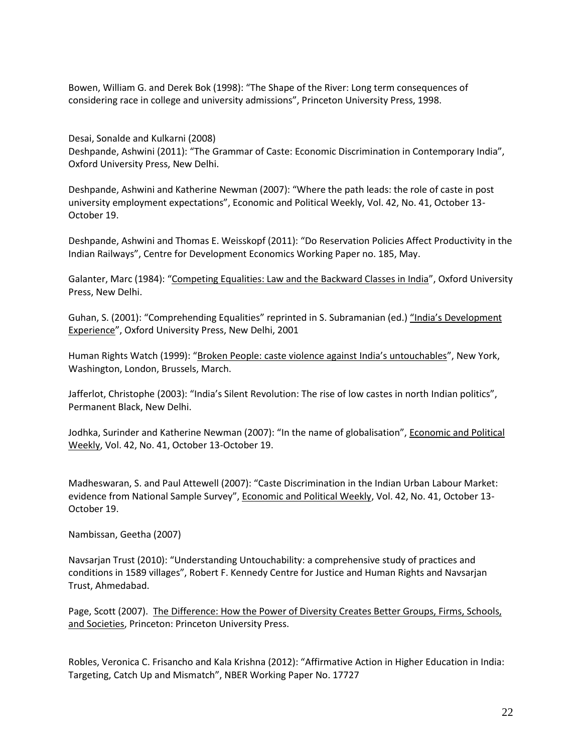Bowen, William G. and Derek Bok (1998): “The Shape of the River: Long term consequences of considering race in college and university admissions”, Princeton University Press, 1998.

Desai, Sonalde and Kulkarni (2008)
Deshpande, Ashwini (2011): “The Grammar of Caste: Economic Discrimination in Contemporary India”, Oxford University Press, New Delhi.

Deshpande, Ashwini and Katherine Newman (2007): “Where the path leads: the role of caste in post university employment expectations”, Economic and Political Weekly, Vol. 42, No. 41, October 13-October 19.

Deshpande, Ashwini and Thomas E. Weisskopf (2011): “Do Reservation Policies Affect Productivity in the Indian Railways”, Centre for Development Economics Working Paper no. 185, May.

Galanter, Marc (1984): “Competing Equalities: Law and the Backward Classes in India”, Oxford University Press, New Delhi.

Guhan, S. (2001): “Comprehending Equalities” reprinted in S. Subramanian (ed.) “India’s Development Experience”, Oxford University Press, New Delhi, 2001

Human Rights Watch (1999): “Broken People: caste violence against India’s untouchables”, New York, Washington, London, Brussels, March.

Jafferlot, Christophe (2003): “India’s Silent Revolution: The rise of low castes in north Indian politics”, Permanent Black, New Delhi.

Jodhka, Surinder and Katherine Newman (2007): “In the name of globalisation”, Economic and Political Weekly, Vol. 42, No. 41, October 13-October 19.

Madheswaran, S. and Paul Attewell (2007): “Caste Discrimination in the Indian Urban Labour Market: evidence from National Sample Survey”, Economic and Political Weekly, Vol. 42, No. 41, October 13-October 19.

Nambissan, Geetha (2007)

Navsarjan Trust (2010): “Understanding Untouchability: a comprehensive study of practices and conditions in 1589 villages”, Robert F. Kennedy Centre for Justice and Human Rights and Navsarjan Trust, Ahmedabad.

Page, Scott (2007). The Difference: How the Power of Diversity Creates Better Groups, Firms, Schools, and Societies, Princeton: Princeton University Press.

Robles, Veronica C. Frisancho and Kala Krishna (2012): “Affirmative Action in Higher Education in India: Targeting, Catch Up and Mismatch”, NBER Working Paper No. 17727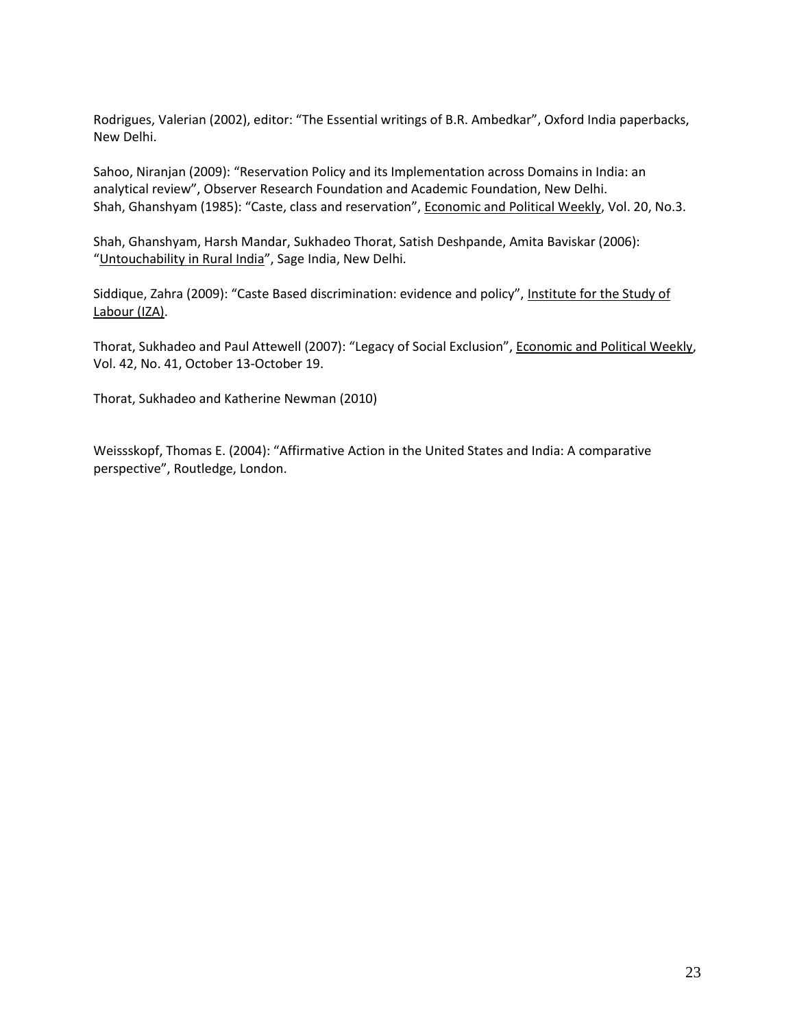Rodrigues, Valerian (2002), editor: "The Essential writings of B.R. Ambedkar", Oxford India paperbacks, New Delhi.

Sahoo, Niranjan (2009): "Reservation Policy and its Implementation across Domains in India: an analytical review", Observer Research Foundation and Academic Foundation, New Delhi.
Shah, Ghanshyam (1985): "Caste, class and reservation", Economic and Political Weekly, Vol. 20, No.3.

Shah, Ghanshyam, Harsh Mandar, Sukhadeo Thorat, Satish Deshpande, Amita Baviskar (2006): "Untouchability in Rural India", Sage India, New Delhi.

Siddique, Zahra (2009): "Caste Based discrimination: evidence and policy", Institute for the Study of Labour (IZA).

Thorat, Sukhadeo and Paul Attewell (2007): "Legacy of Social Exclusion", Economic and Political Weekly, Vol. 42, No. 41, October 13-October 19.

Thorat, Sukhadeo and Katherine Newman (2010)

Weissskopf, Thomas E. (2004): "Affirmative Action in the United States and India: A comparative perspective", Routledge, London.